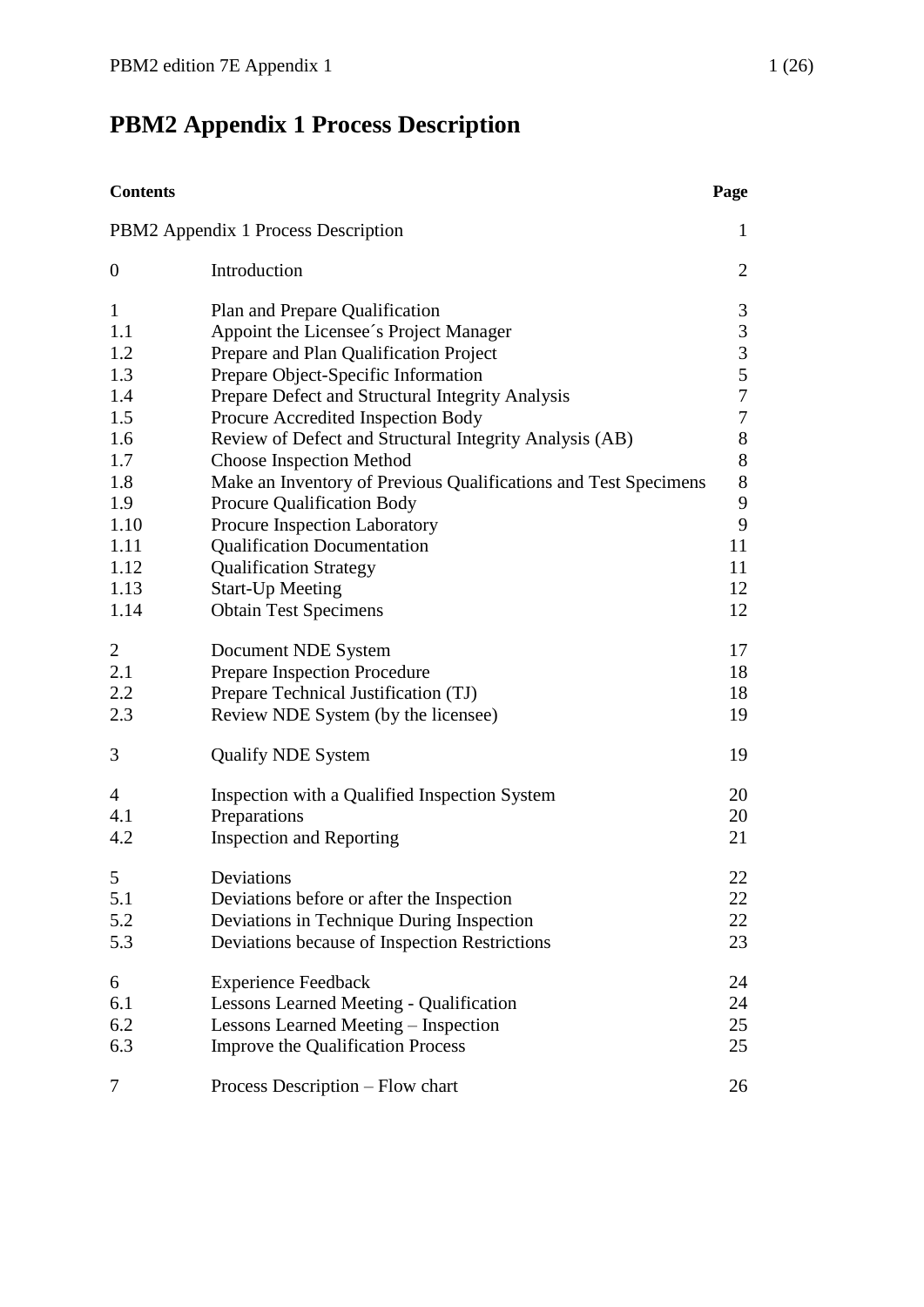# PBM2 Appendix 1 Process Description

| **Contents** | | **Page** |
|---|---|---|
| PBM2 Appendix 1 Process Description | | 1 |
| 0 | Introduction | 2 |
| 1 | Plan and Prepare Qualification | 3 |
| 1.1 | Appoint the Licensee´s Project Manager | 3 |
| 1.2 | Prepare and Plan Qualification Project | 3 |
| 1.3 | Prepare Object-Specific Information | 5 |
| 1.4 | Prepare Defect and Structural Integrity Analysis | 7 |
| 1.5 | Procure Accredited Inspection Body | 7 |
| 1.6 | Review of Defect and Structural Integrity Analysis (AB) | 8 |
| 1.7 | Choose Inspection Method | 8 |
| 1.8 | Make an Inventory of Previous Qualifications and Test Specimens | 8 |
| 1.9 | Procure Qualification Body | 9 |
| 1.10 | Procure Inspection Laboratory | 9 |
| 1.11 | Qualification Documentation | 11 |
| 1.12 | Qualification Strategy | 11 |
| 1.13 | Start-Up Meeting | 12 |
| 1.14 | Obtain Test Specimens | 12 |
| 2 | Document NDE System | 17 |
| 2.1 | Prepare Inspection Procedure | 18 |
| 2.2 | Prepare Technical Justification (TJ) | 18 |
| 2.3 | Review NDE System (by the licensee) | 19 |
| 3 | Qualify NDE System | 19 |
| 4 | Inspection with a Qualified Inspection System | 20 |
| 4.1 | Preparations | 20 |
| 4.2 | Inspection and Reporting | 21 |
| 5 | Deviations | 22 |
| 5.1 | Deviations before or after the Inspection | 22 |
| 5.2 | Deviations in Technique During Inspection | 22 |
| 5.3 | Deviations because of Inspection Restrictions | 23 |
| 6 | Experience Feedback | 24 |
| 6.1 | Lessons Learned Meeting - Qualification | 24 |
| 6.2 | Lessons Learned Meeting – Inspection | 25 |
| 6.3 | Improve the Qualification Process | 25 |
| 7 | Process Description – Flow chart | 26 |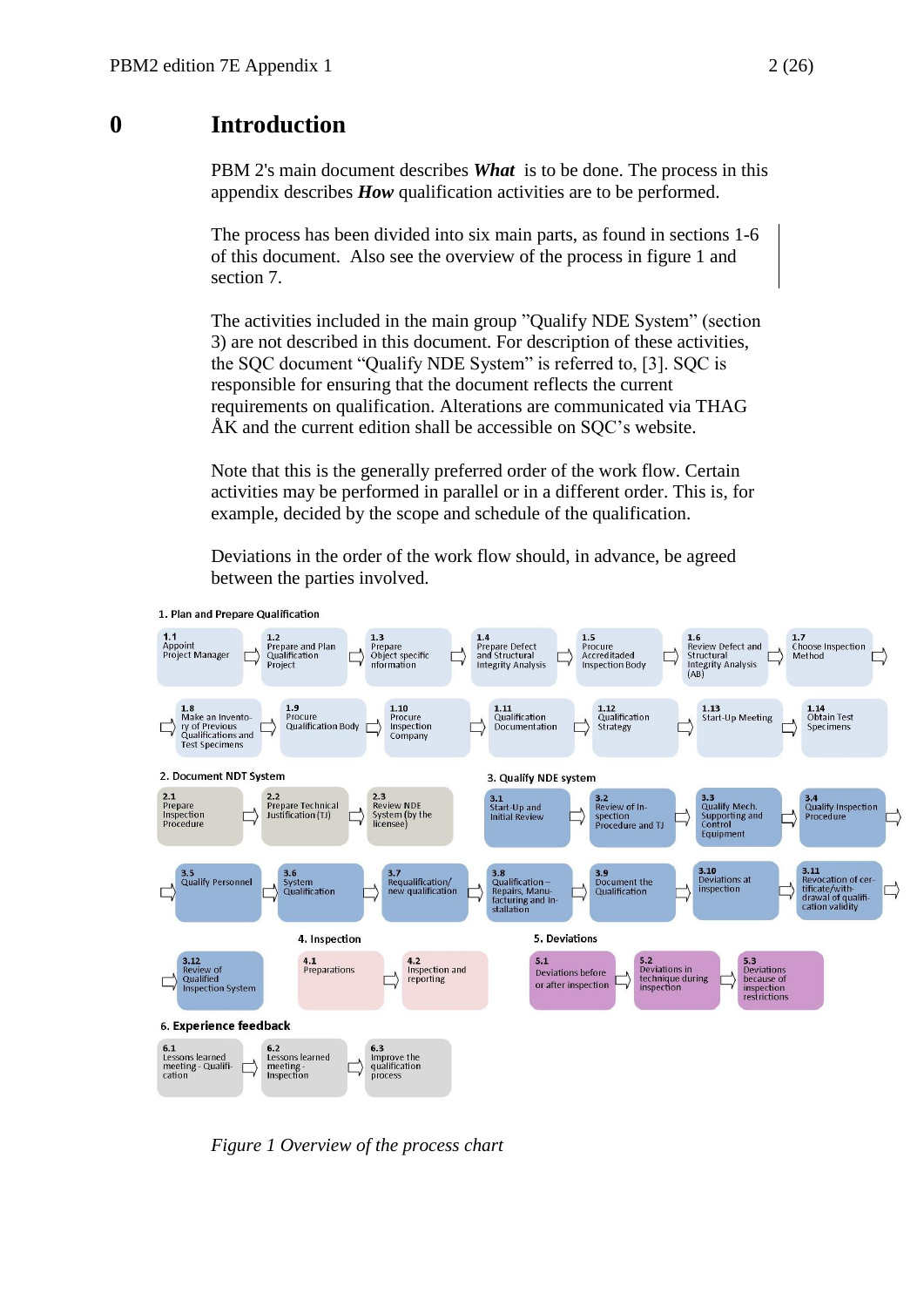# 0 Introduction

PBM 2's main document describes ***What*** is to be done. The process in this appendix describes ***How*** qualification activities are to be performed.

The process has been divided into six main parts, as found in sections 1-6 of this document. Also see the overview of the process in figure 1 and section 7.

The activities included in the main group "Qualify NDE System" (section 3) are not described in this document. For description of these activities, the SQC document "Qualify NDE System" is referred to, [3]. SQC is responsible for ensuring that the document reflects the current requirements on qualification. Alterations are communicated via THAG ÅK and the current edition shall be accessible on SQC's website.

Note that this is the generally preferred order of the work flow. Certain activities may be performed in parallel or in a different order. This is, for example, decided by the scope and schedule of the qualification.

Deviations in the order of the work flow should, in advance, be agreed between the parties involved.

**1. Plan and Prepare Qualification**

- 1.1 Appoint Project Manager
- 1.2 Prepare and Plan Qualification Project
- 1.3 Prepare Object specific nformation
- 1.4 Prepare Defect and Structural Integrity Analysis
- 1.5 Procure Accreditaded Inspection Body
- 1.6 Review Defect and Structural Integrity Analysis (AB)
- 1.7 Choose Inspection Method
- 1.8 Make an Inventory of Previous Qualifications and Test Specimens
- 1.9 Procure Qualification Body
- 1.10 Procure Inspection Company
- 1.11 Qualification Documentation
- 1.12 Qualification Strategy
- 1.13 Start-Up Meeting
- 1.14 Obtain Test Specimens

**2. Document NDT System**

- 2.1 Prepare Inspection Procedure
- 2.2 Prepare Technical Justification (TJ)
- 2.3 Review NDE System (by the licensee)

**3. Qualify NDE system**

- 3.1 Start-Up and Initial Review
- 3.2 Review of Inspection Procedure and TJ
- 3.3 Qualify Mech. Supporting and Control Equipment
- 3.4 Qualify Inspection Procedure
- 3.5 Qualify Personnel
- 3.6 System Qualification
- 3.7 Requalification/ new qualification
- 3.8 Qualification – Repairs, Manufacturing and Installation
- 3.9 Document the Qualification
- 3.10 Deviations at inspection
- 3.11 Revocation of certificate/withdrawal of qualification validity
- 3.12 Review of Qualified Inspection System

**4. Inspection**

- 4.1 Preparations
- 4.2 Inspection and reporting

**5. Deviations**

- 5.1 Deviations before or after inspection
- 5.2 Deviations in technique during inspection
- 5.3 Deviations because of inspection restrictions

**6. Experience feedback**

- 6.1 Lessons learned meeting - Qualification
- 6.2 Lessons learned meeting - Inspection
- 6.3 Improve the qualification process

*Figure 1 Overview of the process chart*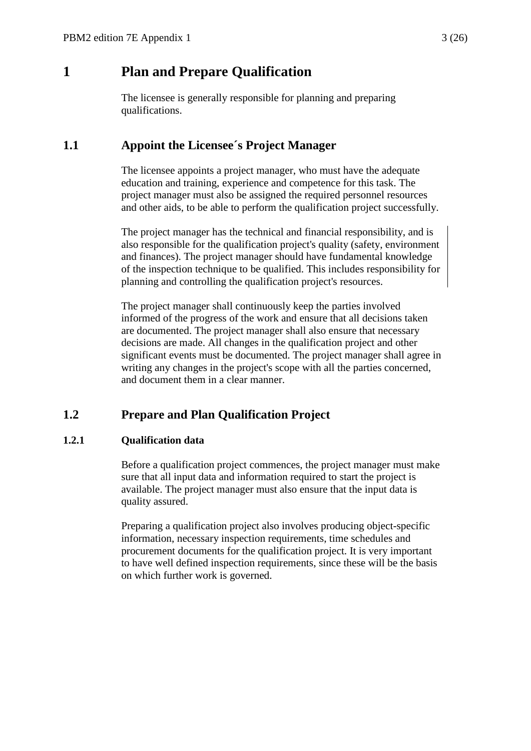# 1 Plan and Prepare Qualification

The licensee is generally responsible for planning and preparing qualifications.

## 1.1 Appoint the Licensee´s Project Manager

The licensee appoints a project manager, who must have the adequate education and training, experience and competence for this task. The project manager must also be assigned the required personnel resources and other aids, to be able to perform the qualification project successfully.

The project manager has the technical and financial responsibility, and is also responsible for the qualification project's quality (safety, environment and finances). The project manager should have fundamental knowledge of the inspection technique to be qualified. This includes responsibility for planning and controlling the qualification project's resources.

The project manager shall continuously keep the parties involved informed of the progress of the work and ensure that all decisions taken are documented. The project manager shall also ensure that necessary decisions are made. All changes in the qualification project and other significant events must be documented. The project manager shall agree in writing any changes in the project's scope with all the parties concerned, and document them in a clear manner.

## 1.2 Prepare and Plan Qualification Project

### 1.2.1 Qualification data

Before a qualification project commences, the project manager must make sure that all input data and information required to start the project is available. The project manager must also ensure that the input data is quality assured.

Preparing a qualification project also involves producing object-specific information, necessary inspection requirements, time schedules and procurement documents for the qualification project. It is very important to have well defined inspection requirements, since these will be the basis on which further work is governed.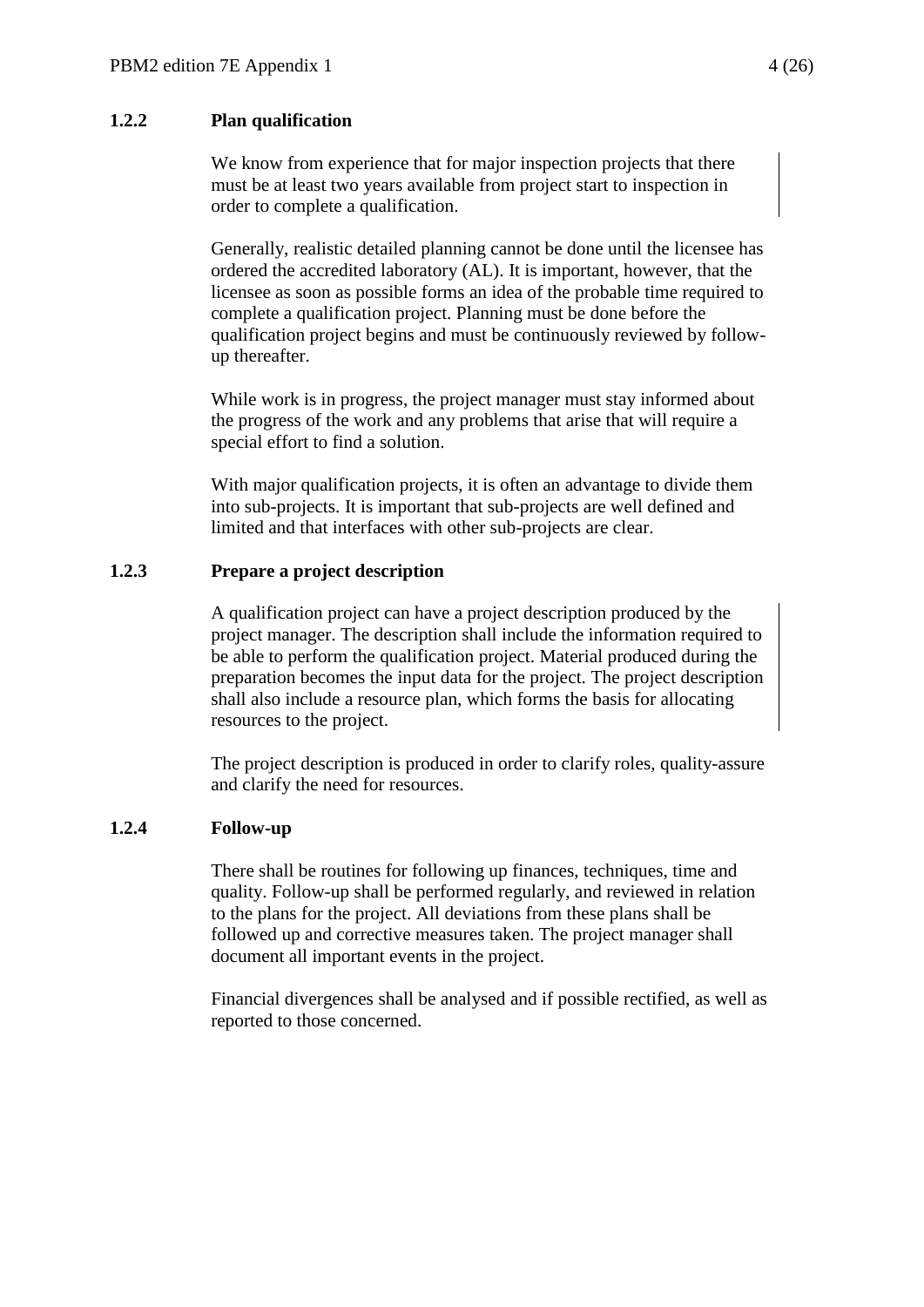### 1.2.2 Plan qualification

We know from experience that for major inspection projects that there must be at least two years available from project start to inspection in order to complete a qualification.

Generally, realistic detailed planning cannot be done until the licensee has ordered the accredited laboratory (AL). It is important, however, that the licensee as soon as possible forms an idea of the probable time required to complete a qualification project. Planning must be done before the qualification project begins and must be continuously reviewed by follow-up thereafter.

While work is in progress, the project manager must stay informed about the progress of the work and any problems that arise that will require a special effort to find a solution.

With major qualification projects, it is often an advantage to divide them into sub-projects. It is important that sub-projects are well defined and limited and that interfaces with other sub-projects are clear.

### 1.2.3 Prepare a project description

A qualification project can have a project description produced by the project manager. The description shall include the information required to be able to perform the qualification project. Material produced during the preparation becomes the input data for the project. The project description shall also include a resource plan, which forms the basis for allocating resources to the project.

The project description is produced in order to clarify roles, quality-assure and clarify the need for resources.

### 1.2.4 Follow-up

There shall be routines for following up finances, techniques, time and quality. Follow-up shall be performed regularly, and reviewed in relation to the plans for the project. All deviations from these plans shall be followed up and corrective measures taken. The project manager shall document all important events in the project.

Financial divergences shall be analysed and if possible rectified, as well as reported to those concerned.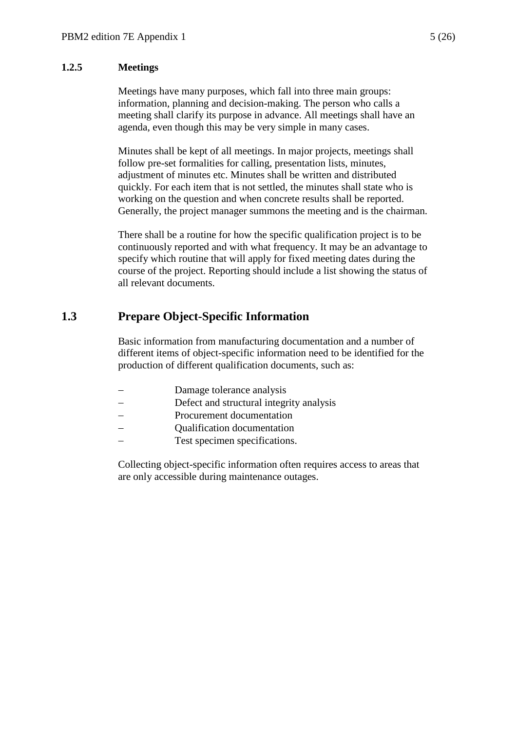### 1.2.5 Meetings

Meetings have many purposes, which fall into three main groups: information, planning and decision-making. The person who calls a meeting shall clarify its purpose in advance. All meetings shall have an agenda, even though this may be very simple in many cases.

Minutes shall be kept of all meetings. In major projects, meetings shall follow pre-set formalities for calling, presentation lists, minutes, adjustment of minutes etc. Minutes shall be written and distributed quickly. For each item that is not settled, the minutes shall state who is working on the question and when concrete results shall be reported. Generally, the project manager summons the meeting and is the chairman.

There shall be a routine for how the specific qualification project is to be continuously reported and with what frequency. It may be an advantage to specify which routine that will apply for fixed meeting dates during the course of the project. Reporting should include a list showing the status of all relevant documents.

## 1.3 Prepare Object-Specific Information

Basic information from manufacturing documentation and a number of different items of object-specific information need to be identified for the production of different qualification documents, such as:

- Damage tolerance analysis
- Defect and structural integrity analysis
- Procurement documentation
- Qualification documentation
- Test specimen specifications.

Collecting object-specific information often requires access to areas that are only accessible during maintenance outages.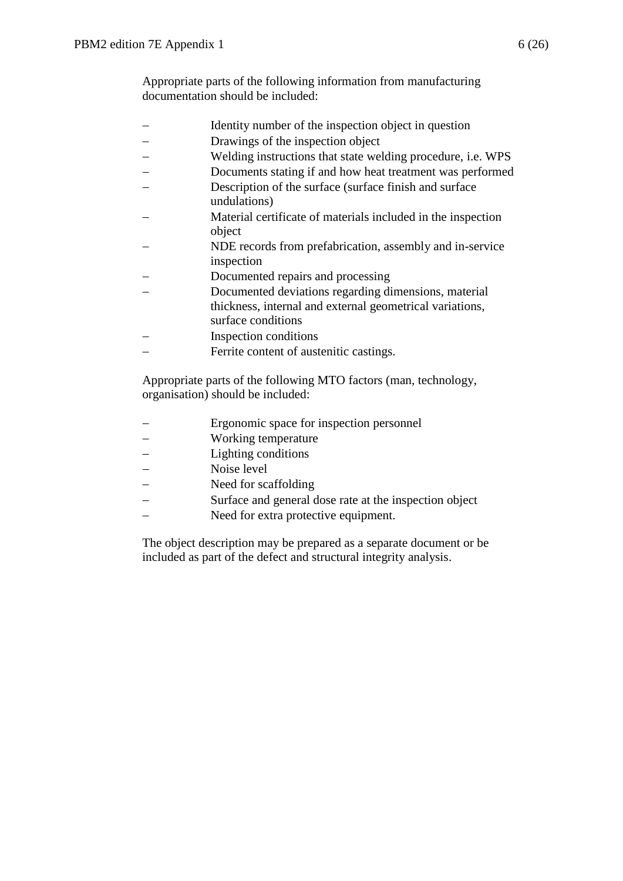Appropriate parts of the following information from manufacturing documentation should be included:

- Identity number of the inspection object in question
- Drawings of the inspection object
- Welding instructions that state welding procedure, i.e. WPS
- Documents stating if and how heat treatment was performed
- Description of the surface (surface finish and surface undulations)
- Material certificate of materials included in the inspection object
- NDE records from prefabrication, assembly and in-service inspection
- Documented repairs and processing
- Documented deviations regarding dimensions, material thickness, internal and external geometrical variations, surface conditions
- Inspection conditions
- Ferrite content of austenitic castings.

Appropriate parts of the following MTO factors (man, technology, organisation) should be included:

- Ergonomic space for inspection personnel
- Working temperature
- Lighting conditions
- Noise level
- Need for scaffolding
- Surface and general dose rate at the inspection object
- Need for extra protective equipment.

The object description may be prepared as a separate document or be included as part of the defect and structural integrity analysis.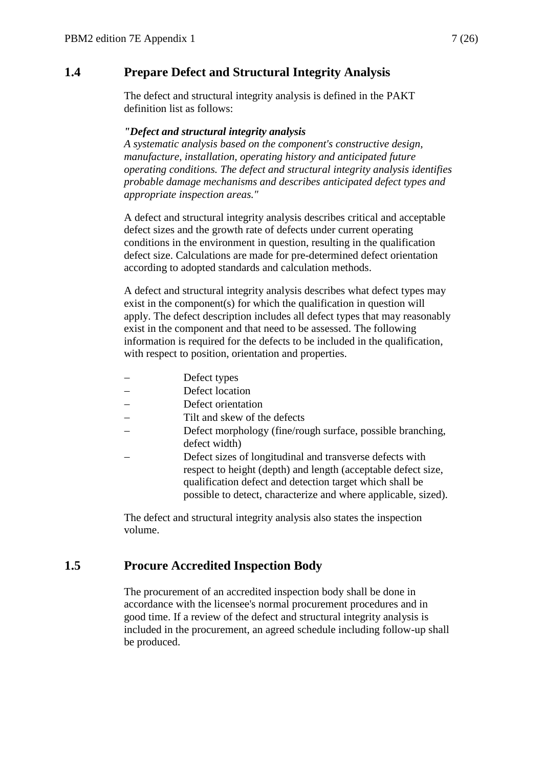## 1.4 Prepare Defect and Structural Integrity Analysis

The defect and structural integrity analysis is defined in the PAKT definition list as follows:

***"Defect and structural integrity analysis***
*A systematic analysis based on the component's constructive design, manufacture, installation, operating history and anticipated future operating conditions. The defect and structural integrity analysis identifies probable damage mechanisms and describes anticipated defect types and appropriate inspection areas."*

A defect and structural integrity analysis describes critical and acceptable defect sizes and the growth rate of defects under current operating conditions in the environment in question, resulting in the qualification defect size. Calculations are made for pre-determined defect orientation according to adopted standards and calculation methods.

A defect and structural integrity analysis describes what defect types may exist in the component(s) for which the qualification in question will apply. The defect description includes all defect types that may reasonably exist in the component and that need to be assessed. The following information is required for the defects to be included in the qualification, with respect to position, orientation and properties.

- Defect types
- Defect location
- Defect orientation
- Tilt and skew of the defects
- Defect morphology (fine/rough surface, possible branching, defect width)
- Defect sizes of longitudinal and transverse defects with respect to height (depth) and length (acceptable defect size, qualification defect and detection target which shall be possible to detect, characterize and where applicable, sized).

The defect and structural integrity analysis also states the inspection volume.

## 1.5 Procure Accredited Inspection Body

The procurement of an accredited inspection body shall be done in accordance with the licensee's normal procurement procedures and in good time. If a review of the defect and structural integrity analysis is included in the procurement, an agreed schedule including follow-up shall be produced.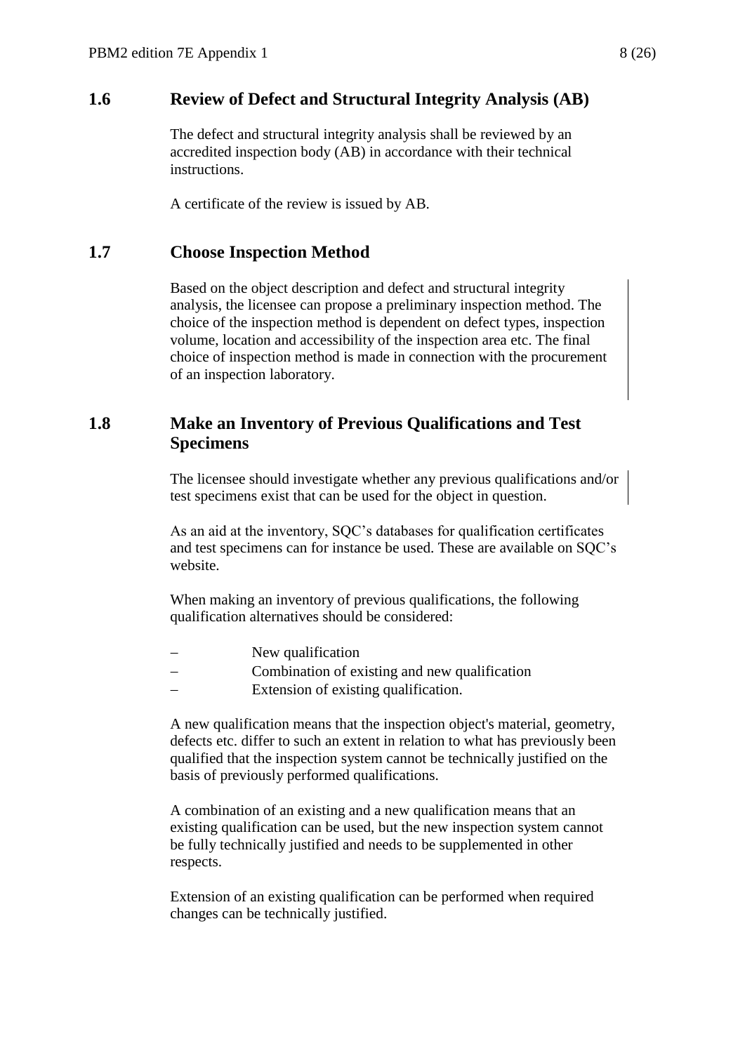## 1.6 Review of Defect and Structural Integrity Analysis (AB)

The defect and structural integrity analysis shall be reviewed by an accredited inspection body (AB) in accordance with their technical instructions.

A certificate of the review is issued by AB.

## 1.7 Choose Inspection Method

Based on the object description and defect and structural integrity analysis, the licensee can propose a preliminary inspection method. The choice of the inspection method is dependent on defect types, inspection volume, location and accessibility of the inspection area etc. The final choice of inspection method is made in connection with the procurement of an inspection laboratory.

## 1.8 Make an Inventory of Previous Qualifications and Test Specimens

The licensee should investigate whether any previous qualifications and/or test specimens exist that can be used for the object in question.

As an aid at the inventory, SQC's databases for qualification certificates and test specimens can for instance be used. These are available on SQC's website.

When making an inventory of previous qualifications, the following qualification alternatives should be considered:

- New qualification
- Combination of existing and new qualification
- Extension of existing qualification.

A new qualification means that the inspection object's material, geometry, defects etc. differ to such an extent in relation to what has previously been qualified that the inspection system cannot be technically justified on the basis of previously performed qualifications.

A combination of an existing and a new qualification means that an existing qualification can be used, but the new inspection system cannot be fully technically justified and needs to be supplemented in other respects.

Extension of an existing qualification can be performed when required changes can be technically justified.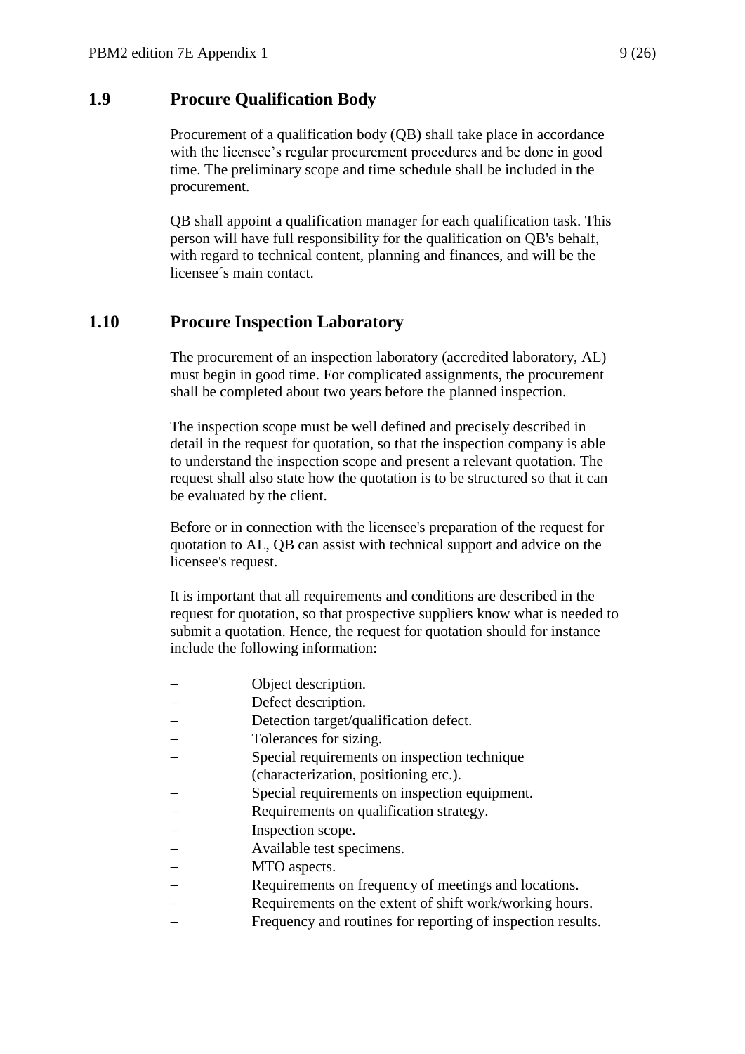## 1.9 Procure Qualification Body

Procurement of a qualification body (QB) shall take place in accordance with the licensee’s regular procurement procedures and be done in good time. The preliminary scope and time schedule shall be included in the procurement.

QB shall appoint a qualification manager for each qualification task. This person will have full responsibility for the qualification on QB's behalf, with regard to technical content, planning and finances, and will be the licensee´s main contact.

## 1.10 Procure Inspection Laboratory

The procurement of an inspection laboratory (accredited laboratory, AL) must begin in good time. For complicated assignments, the procurement shall be completed about two years before the planned inspection.

The inspection scope must be well defined and precisely described in detail in the request for quotation, so that the inspection company is able to understand the inspection scope and present a relevant quotation. The request shall also state how the quotation is to be structured so that it can be evaluated by the client.

Before or in connection with the licensee's preparation of the request for quotation to AL, QB can assist with technical support and advice on the licensee's request.

It is important that all requirements and conditions are described in the request for quotation, so that prospective suppliers know what is needed to submit a quotation. Hence, the request for quotation should for instance include the following information:

- Object description.
- Defect description.
- Detection target/qualification defect.
- Tolerances for sizing.
- Special requirements on inspection technique (characterization, positioning etc.).
- Special requirements on inspection equipment.
- Requirements on qualification strategy.
- Inspection scope.
- Available test specimens.
- MTO aspects.
- Requirements on frequency of meetings and locations.
- Requirements on the extent of shift work/working hours.
- Frequency and routines for reporting of inspection results.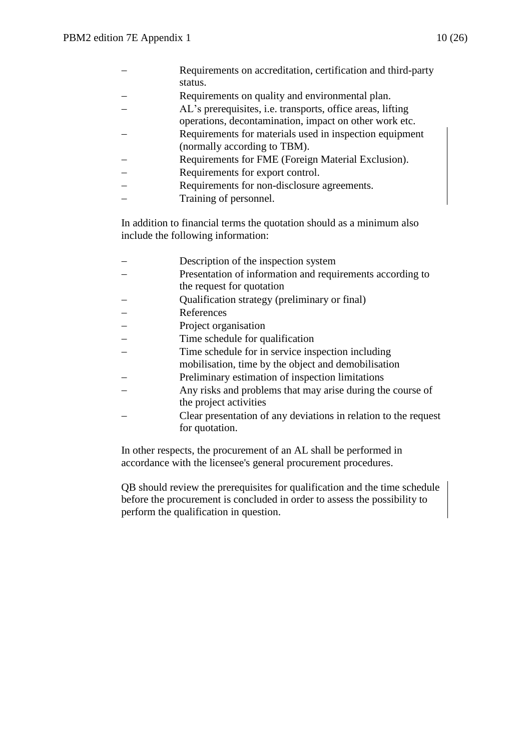- Requirements on accreditation, certification and third-party status.
- Requirements on quality and environmental plan.
- AL's prerequisites, i.e. transports, office areas, lifting operations, decontamination, impact on other work etc.
- Requirements for materials used in inspection equipment (normally according to TBM).
- Requirements for FME (Foreign Material Exclusion).
- Requirements for export control.
- Requirements for non-disclosure agreements.
- Training of personnel.

In addition to financial terms the quotation should as a minimum also include the following information:

- Description of the inspection system
- Presentation of information and requirements according to the request for quotation
- Qualification strategy (preliminary or final)
- References
- Project organisation
- Time schedule for qualification
- Time schedule for in service inspection including mobilisation, time by the object and demobilisation
- Preliminary estimation of inspection limitations
- Any risks and problems that may arise during the course of the project activities
- Clear presentation of any deviations in relation to the request for quotation.

In other respects, the procurement of an AL shall be performed in accordance with the licensee's general procurement procedures.

QB should review the prerequisites for qualification and the time schedule before the procurement is concluded in order to assess the possibility to perform the qualification in question.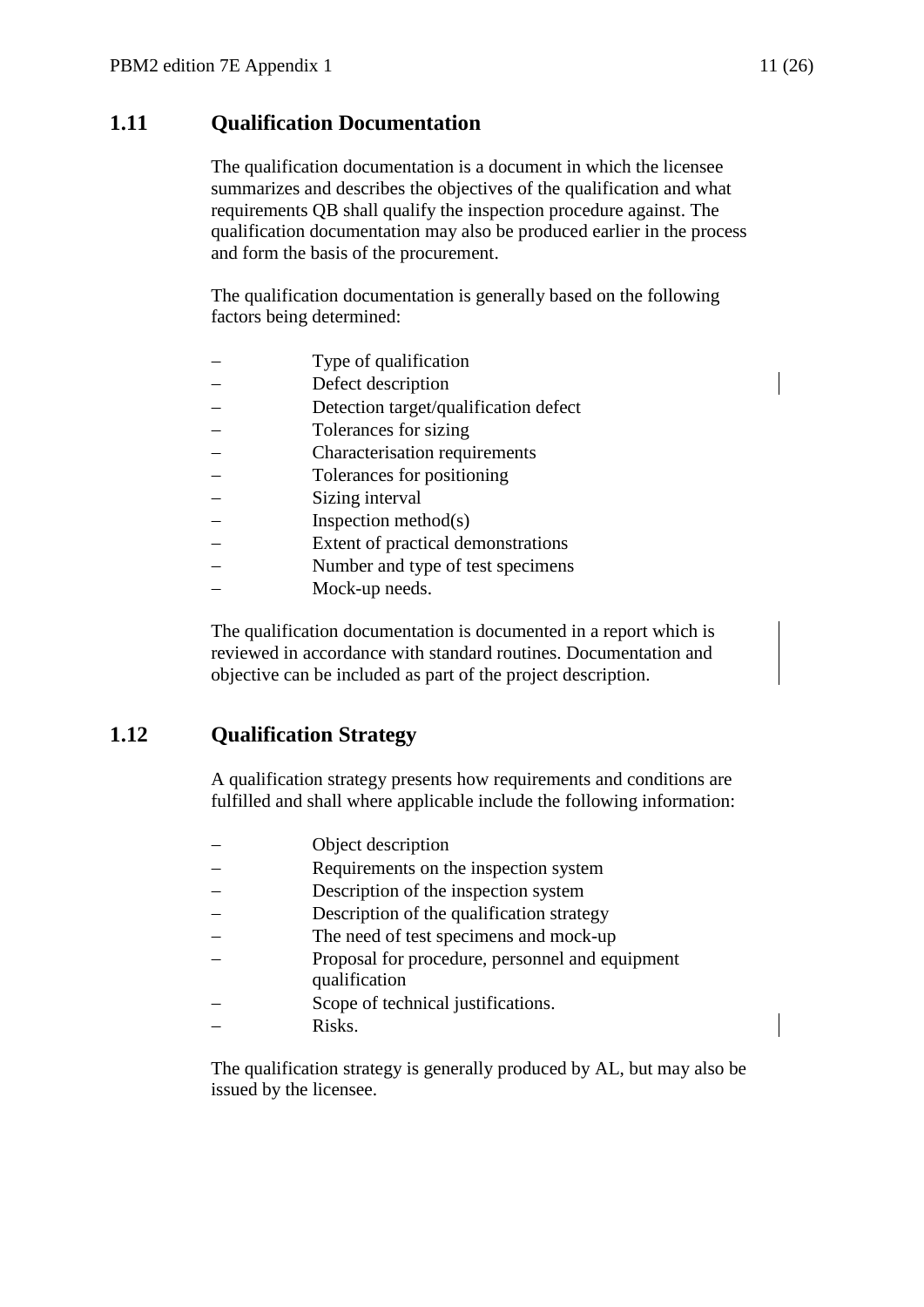## 1.11 Qualification Documentation

The qualification documentation is a document in which the licensee summarizes and describes the objectives of the qualification and what requirements QB shall qualify the inspection procedure against. The qualification documentation may also be produced earlier in the process and form the basis of the procurement.

The qualification documentation is generally based on the following factors being determined:

- Type of qualification
- Defect description
- Detection target/qualification defect
- Tolerances for sizing
- Characterisation requirements
- Tolerances for positioning
- Sizing interval
- Inspection method(s)
- Extent of practical demonstrations
- Number and type of test specimens
- Mock-up needs.

The qualification documentation is documented in a report which is reviewed in accordance with standard routines. Documentation and objective can be included as part of the project description.

## 1.12 Qualification Strategy

A qualification strategy presents how requirements and conditions are fulfilled and shall where applicable include the following information:

- Object description
- Requirements on the inspection system
- Description of the inspection system
- Description of the qualification strategy
- The need of test specimens and mock-up
- Proposal for procedure, personnel and equipment qualification
- Scope of technical justifications.
- Risks.

The qualification strategy is generally produced by AL, but may also be issued by the licensee.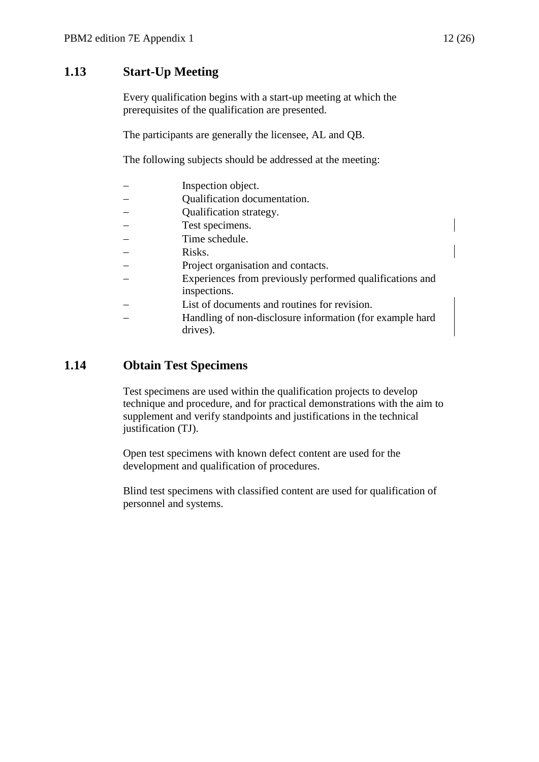## 1.13 Start-Up Meeting

Every qualification begins with a start-up meeting at which the prerequisites of the qualification are presented.

The participants are generally the licensee, AL and QB.

The following subjects should be addressed at the meeting:

- Inspection object.
- Qualification documentation.
- Qualification strategy.
- Test specimens.
- Time schedule.
- Risks.
- Project organisation and contacts.
- Experiences from previously performed qualifications and inspections.
- List of documents and routines for revision.
- Handling of non-disclosure information (for example hard drives).

## 1.14 Obtain Test Specimens

Test specimens are used within the qualification projects to develop technique and procedure, and for practical demonstrations with the aim to supplement and verify standpoints and justifications in the technical justification (TJ).

Open test specimens with known defect content are used for the development and qualification of procedures.

Blind test specimens with classified content are used for qualification of personnel and systems.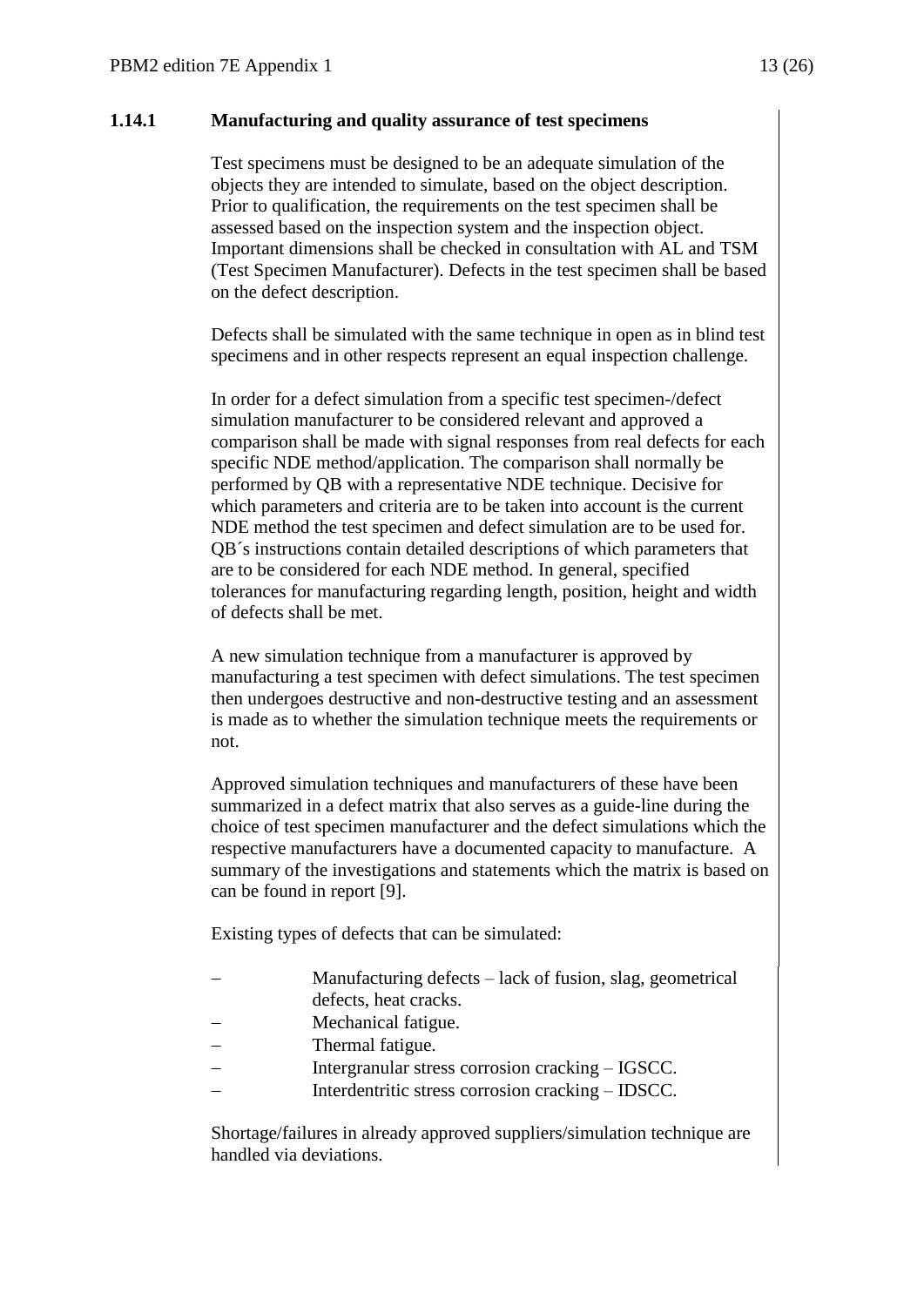### 1.14.1 Manufacturing and quality assurance of test specimens

Test specimens must be designed to be an adequate simulation of the objects they are intended to simulate, based on the object description. Prior to qualification, the requirements on the test specimen shall be assessed based on the inspection system and the inspection object. Important dimensions shall be checked in consultation with AL and TSM (Test Specimen Manufacturer). Defects in the test specimen shall be based on the defect description.

Defects shall be simulated with the same technique in open as in blind test specimens and in other respects represent an equal inspection challenge.

In order for a defect simulation from a specific test specimen-/defect simulation manufacturer to be considered relevant and approved a comparison shall be made with signal responses from real defects for each specific NDE method/application. The comparison shall normally be performed by QB with a representative NDE technique. Decisive for which parameters and criteria are to be taken into account is the current NDE method the test specimen and defect simulation are to be used for. QB´s instructions contain detailed descriptions of which parameters that are to be considered for each NDE method. In general, specified tolerances for manufacturing regarding length, position, height and width of defects shall be met.

A new simulation technique from a manufacturer is approved by manufacturing a test specimen with defect simulations. The test specimen then undergoes destructive and non-destructive testing and an assessment is made as to whether the simulation technique meets the requirements or not.

Approved simulation techniques and manufacturers of these have been summarized in a defect matrix that also serves as a guide-line during the choice of test specimen manufacturer and the defect simulations which the respective manufacturers have a documented capacity to manufacture. A summary of the investigations and statements which the matrix is based on can be found in report [9].

Existing types of defects that can be simulated:

- Manufacturing defects – lack of fusion, slag, geometrical defects, heat cracks.
- Mechanical fatigue.
- Thermal fatigue.
- Intergranular stress corrosion cracking – IGSCC.
- Interdentritic stress corrosion cracking – IDSCC.

Shortage/failures in already approved suppliers/simulation technique are handled via deviations.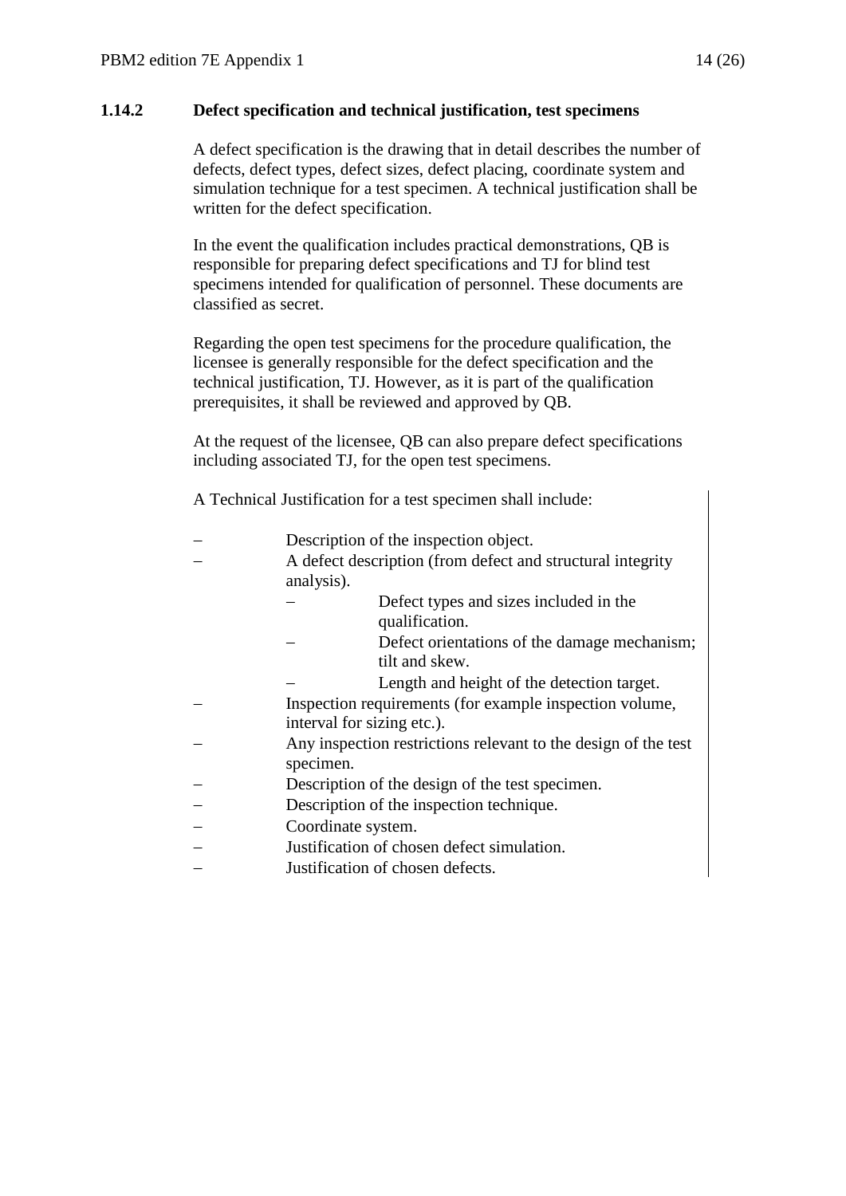### 1.14.2 Defect specification and technical justification, test specimens

A defect specification is the drawing that in detail describes the number of defects, defect types, defect sizes, defect placing, coordinate system and simulation technique for a test specimen. A technical justification shall be written for the defect specification.

In the event the qualification includes practical demonstrations, QB is responsible for preparing defect specifications and TJ for blind test specimens intended for qualification of personnel. These documents are classified as secret.

Regarding the open test specimens for the procedure qualification, the licensee is generally responsible for the defect specification and the technical justification, TJ. However, as it is part of the qualification prerequisites, it shall be reviewed and approved by QB.

At the request of the licensee, QB can also prepare defect specifications including associated TJ, for the open test specimens.

A Technical Justification for a test specimen shall include:

- Description of the inspection object.
- A defect description (from defect and structural integrity analysis).
  - Defect types and sizes included in the qualification.
  - Defect orientations of the damage mechanism; tilt and skew.
  - Length and height of the detection target.
- Inspection requirements (for example inspection volume, interval for sizing etc.).
- Any inspection restrictions relevant to the design of the test specimen.
- Description of the design of the test specimen.
- Description of the inspection technique.
- Coordinate system.
- Justification of chosen defect simulation.
- Justification of chosen defects.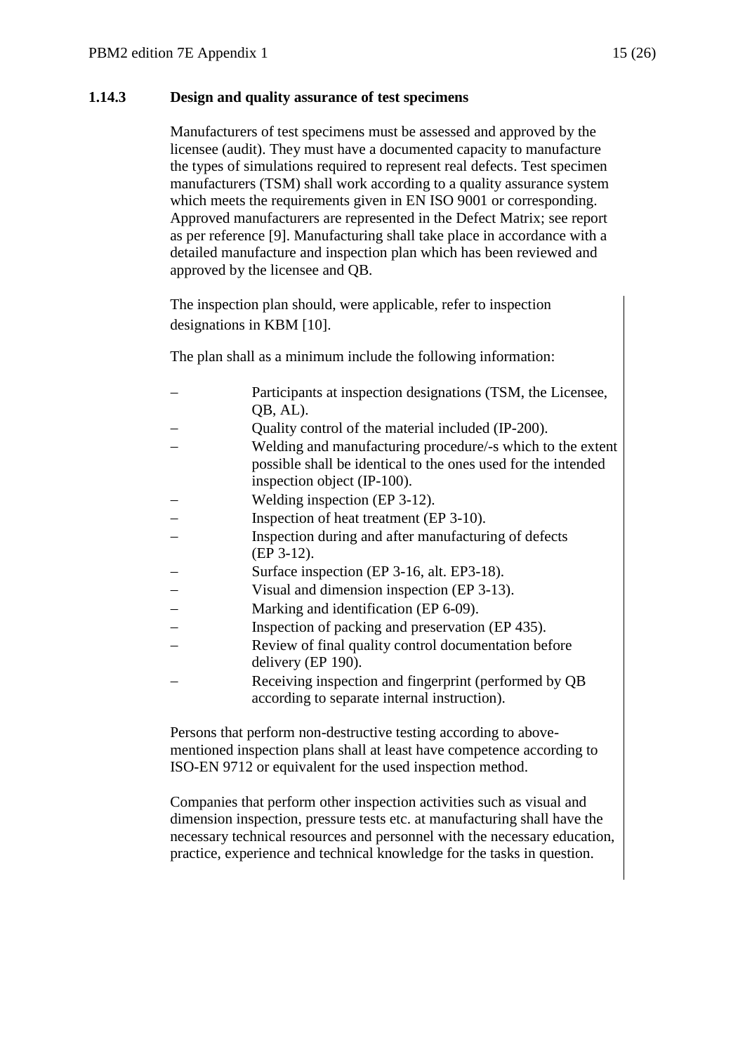### 1.14.3 Design and quality assurance of test specimens

Manufacturers of test specimens must be assessed and approved by the licensee (audit). They must have a documented capacity to manufacture the types of simulations required to represent real defects. Test specimen manufacturers (TSM) shall work according to a quality assurance system which meets the requirements given in EN ISO 9001 or corresponding. Approved manufacturers are represented in the Defect Matrix; see report as per reference [9]. Manufacturing shall take place in accordance with a detailed manufacture and inspection plan which has been reviewed and approved by the licensee and QB.

The inspection plan should, were applicable, refer to inspection designations in KBM [10].

The plan shall as a minimum include the following information:

- Participants at inspection designations (TSM, the Licensee, QB, AL).
- Quality control of the material included (IP-200).
- Welding and manufacturing procedure/-s which to the extent possible shall be identical to the ones used for the intended inspection object (IP-100).
- Welding inspection (EP 3-12).
- Inspection of heat treatment (EP 3-10).
- Inspection during and after manufacturing of defects (EP 3-12).
- Surface inspection (EP 3-16, alt. EP3-18).
- Visual and dimension inspection (EP 3-13).
- Marking and identification (EP 6-09).
- Inspection of packing and preservation (EP 435).
- Review of final quality control documentation before delivery (EP 190).
- Receiving inspection and fingerprint (performed by QB according to separate internal instruction).

Persons that perform non-destructive testing according to above-mentioned inspection plans shall at least have competence according to ISO-EN 9712 or equivalent for the used inspection method.

Companies that perform other inspection activities such as visual and dimension inspection, pressure tests etc. at manufacturing shall have the necessary technical resources and personnel with the necessary education, practice, experience and technical knowledge for the tasks in question.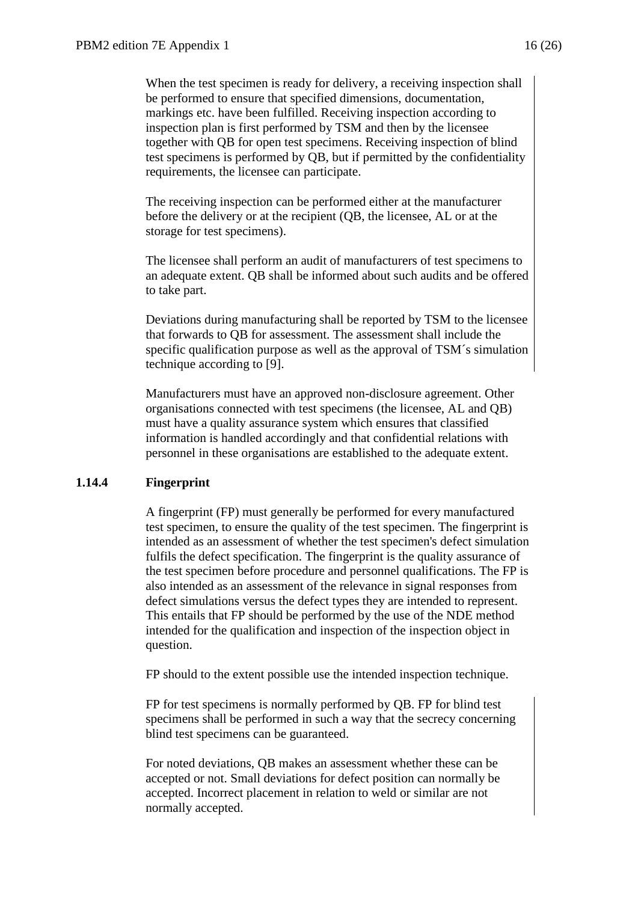When the test specimen is ready for delivery, a receiving inspection shall be performed to ensure that specified dimensions, documentation, markings etc. have been fulfilled. Receiving inspection according to inspection plan is first performed by TSM and then by the licensee together with QB for open test specimens. Receiving inspection of blind test specimens is performed by QB, but if permitted by the confidentiality requirements, the licensee can participate.

The receiving inspection can be performed either at the manufacturer before the delivery or at the recipient (QB, the licensee, AL or at the storage for test specimens).

The licensee shall perform an audit of manufacturers of test specimens to an adequate extent. QB shall be informed about such audits and be offered to take part.

Deviations during manufacturing shall be reported by TSM to the licensee that forwards to QB for assessment. The assessment shall include the specific qualification purpose as well as the approval of TSM´s simulation technique according to [9].

Manufacturers must have an approved non-disclosure agreement. Other organisations connected with test specimens (the licensee, AL and QB) must have a quality assurance system which ensures that classified information is handled accordingly and that confidential relations with personnel in these organisations are established to the adequate extent.

### 1.14.4 Fingerprint

A fingerprint (FP) must generally be performed for every manufactured test specimen, to ensure the quality of the test specimen. The fingerprint is intended as an assessment of whether the test specimen's defect simulation fulfils the defect specification. The fingerprint is the quality assurance of the test specimen before procedure and personnel qualifications. The FP is also intended as an assessment of the relevance in signal responses from defect simulations versus the defect types they are intended to represent. This entails that FP should be performed by the use of the NDE method intended for the qualification and inspection of the inspection object in question.

FP should to the extent possible use the intended inspection technique.

FP for test specimens is normally performed by QB. FP for blind test specimens shall be performed in such a way that the secrecy concerning blind test specimens can be guaranteed.

For noted deviations, QB makes an assessment whether these can be accepted or not. Small deviations for defect position can normally be accepted. Incorrect placement in relation to weld or similar are not normally accepted.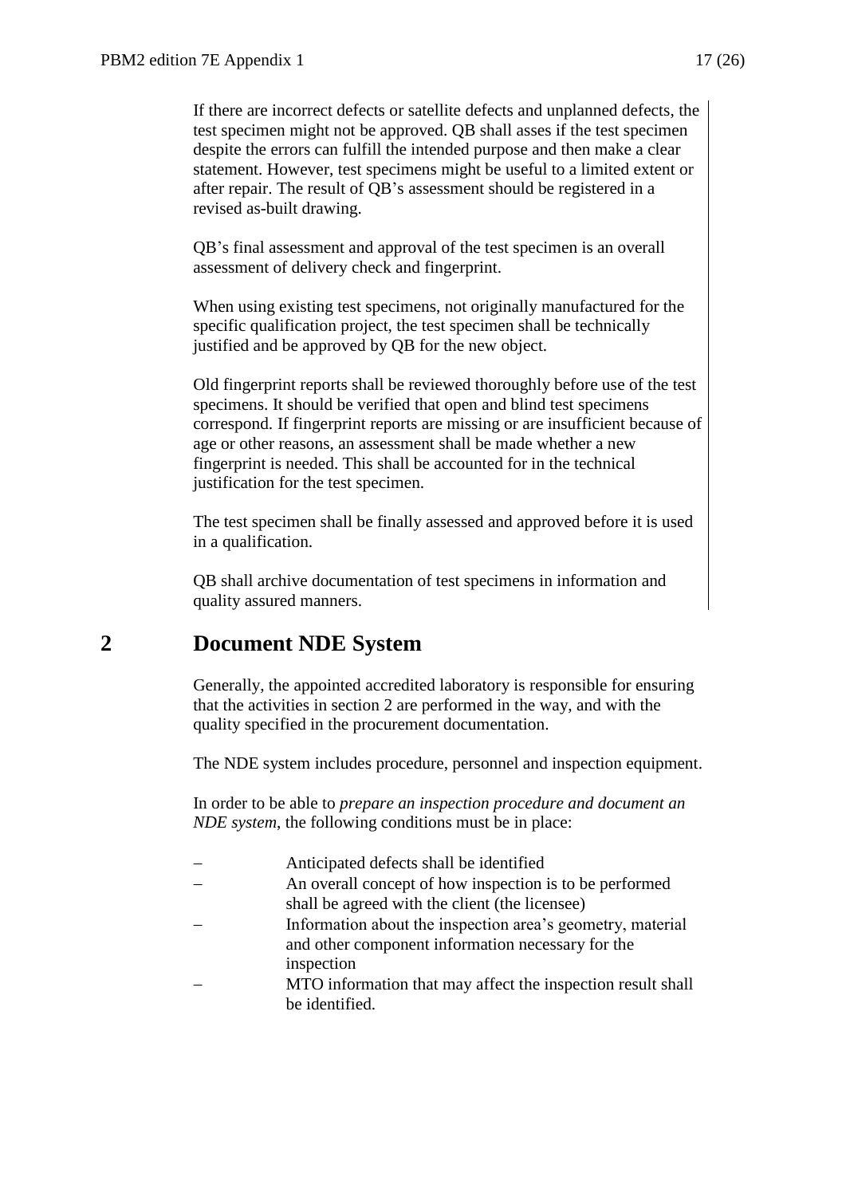If there are incorrect defects or satellite defects and unplanned defects, the test specimen might not be approved. QB shall asses if the test specimen despite the errors can fulfill the intended purpose and then make a clear statement. However, test specimens might be useful to a limited extent or after repair. The result of QB's assessment should be registered in a revised as-built drawing.

QB's final assessment and approval of the test specimen is an overall assessment of delivery check and fingerprint.

When using existing test specimens, not originally manufactured for the specific qualification project, the test specimen shall be technically justified and be approved by QB for the new object.

Old fingerprint reports shall be reviewed thoroughly before use of the test specimens. It should be verified that open and blind test specimens correspond. If fingerprint reports are missing or are insufficient because of age or other reasons, an assessment shall be made whether a new fingerprint is needed. This shall be accounted for in the technical justification for the test specimen.

The test specimen shall be finally assessed and approved before it is used in a qualification.

QB shall archive documentation of test specimens in information and quality assured manners.

# 2 Document NDE System

Generally, the appointed accredited laboratory is responsible for ensuring that the activities in section 2 are performed in the way, and with the quality specified in the procurement documentation.

The NDE system includes procedure, personnel and inspection equipment.

In order to be able to *prepare an inspection procedure and document an NDE system*, the following conditions must be in place:

- Anticipated defects shall be identified
- An overall concept of how inspection is to be performed shall be agreed with the client (the licensee)
- Information about the inspection area's geometry, material and other component information necessary for the inspection
- MTO information that may affect the inspection result shall be identified.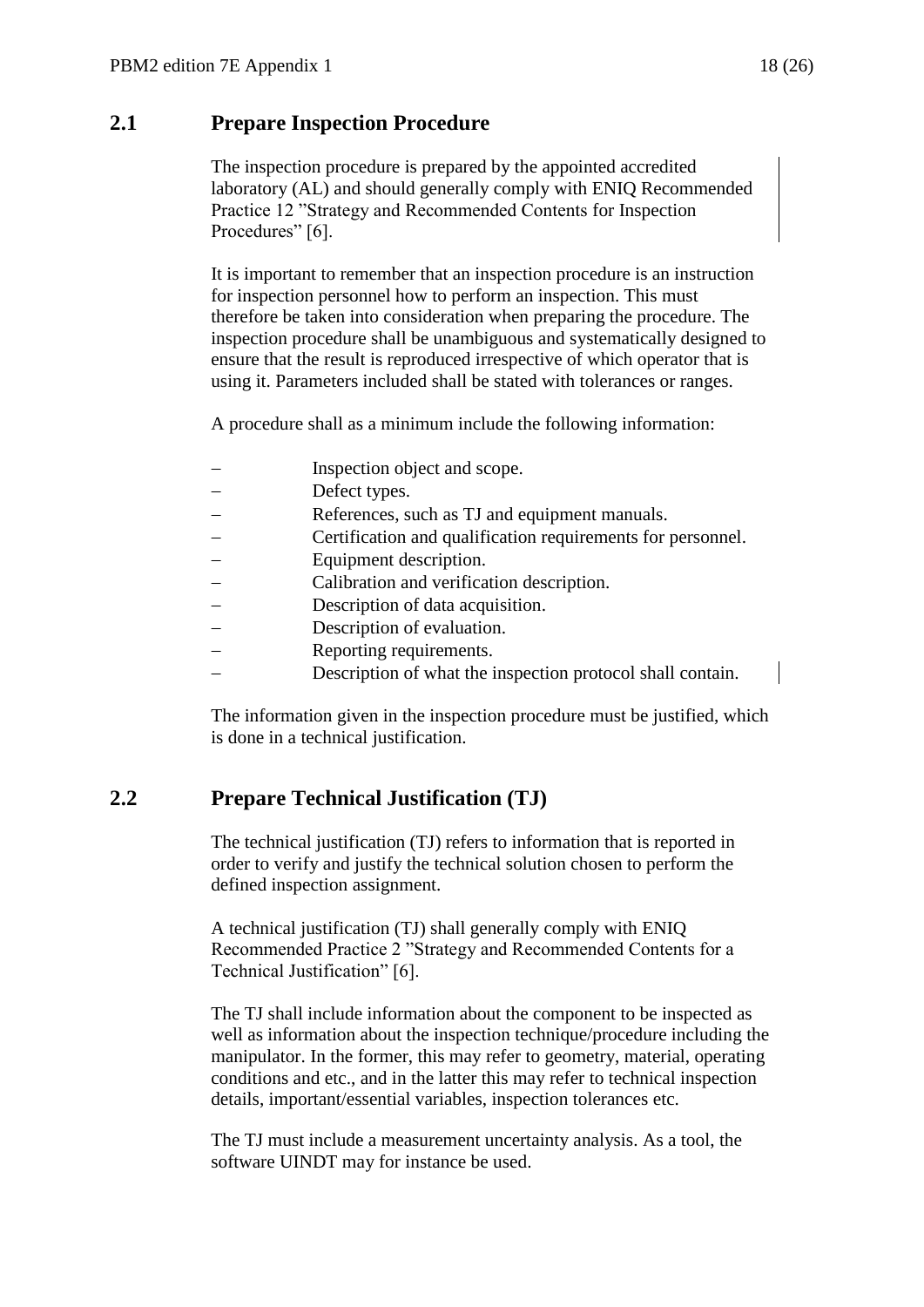## 2.1 Prepare Inspection Procedure

The inspection procedure is prepared by the appointed accredited laboratory (AL) and should generally comply with ENIQ Recommended Practice 12 ”Strategy and Recommended Contents for Inspection Procedures” [6].

It is important to remember that an inspection procedure is an instruction for inspection personnel how to perform an inspection. This must therefore be taken into consideration when preparing the procedure. The inspection procedure shall be unambiguous and systematically designed to ensure that the result is reproduced irrespective of which operator that is using it. Parameters included shall be stated with tolerances or ranges.

A procedure shall as a minimum include the following information:

- Inspection object and scope.
- Defect types.
- References, such as TJ and equipment manuals.
- Certification and qualification requirements for personnel.
- Equipment description.
- Calibration and verification description.
- Description of data acquisition.
- Description of evaluation.
- Reporting requirements.
- Description of what the inspection protocol shall contain.

The information given in the inspection procedure must be justified, which is done in a technical justification.

## 2.2 Prepare Technical Justification (TJ)

The technical justification (TJ) refers to information that is reported in order to verify and justify the technical solution chosen to perform the defined inspection assignment.

A technical justification (TJ) shall generally comply with ENIQ Recommended Practice 2 ”Strategy and Recommended Contents for a Technical Justification” [6].

The TJ shall include information about the component to be inspected as well as information about the inspection technique/procedure including the manipulator. In the former, this may refer to geometry, material, operating conditions and etc., and in the latter this may refer to technical inspection details, important/essential variables, inspection tolerances etc.

The TJ must include a measurement uncertainty analysis. As a tool, the software UINDT may for instance be used.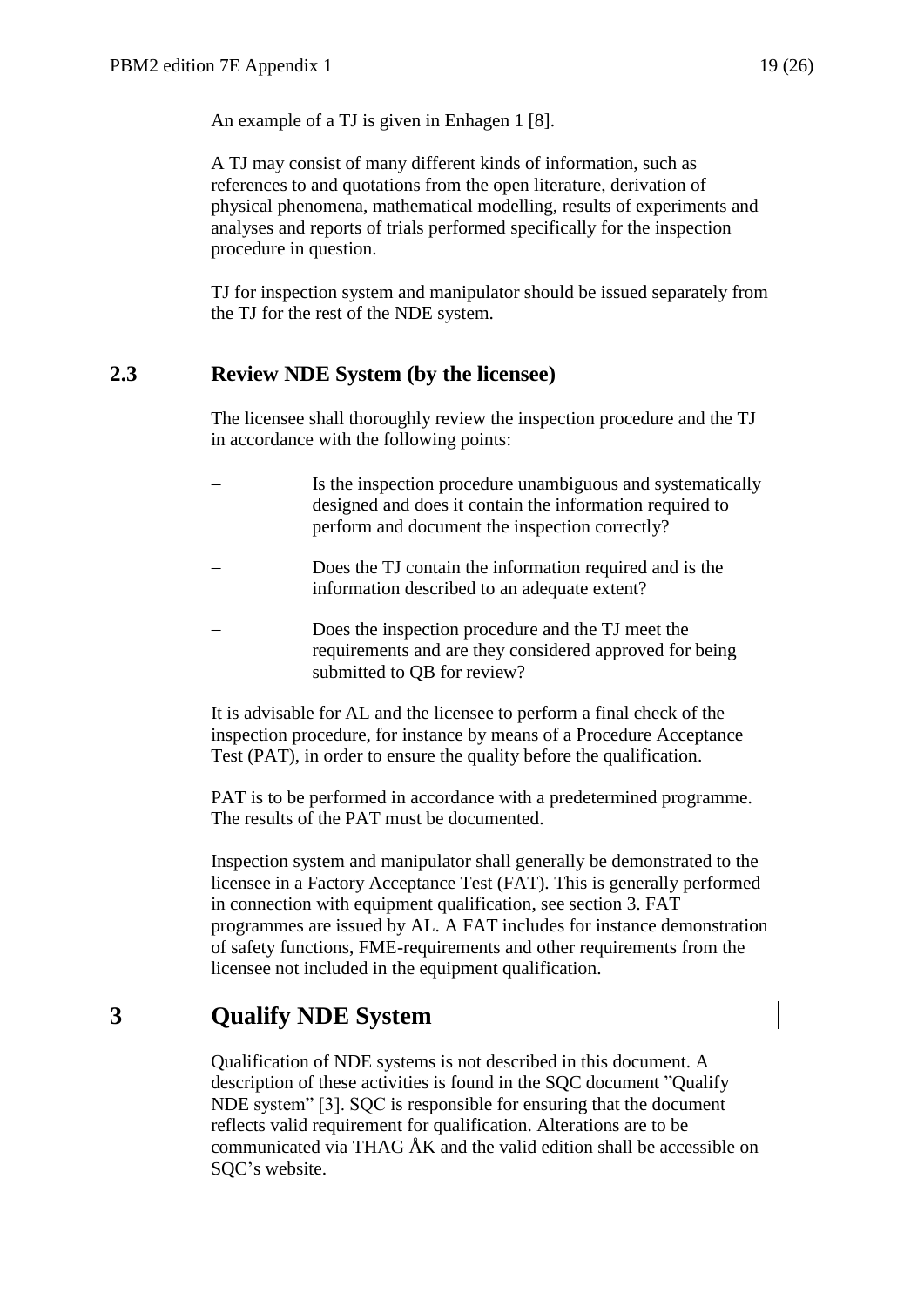An example of a TJ is given in Enhagen 1 [8].

A TJ may consist of many different kinds of information, such as references to and quotations from the open literature, derivation of physical phenomena, mathematical modelling, results of experiments and analyses and reports of trials performed specifically for the inspection procedure in question.

TJ for inspection system and manipulator should be issued separately from the TJ for the rest of the NDE system.

## 2.3 Review NDE System (by the licensee)

The licensee shall thoroughly review the inspection procedure and the TJ in accordance with the following points:

- Is the inspection procedure unambiguous and systematically designed and does it contain the information required to perform and document the inspection correctly?
- Does the TJ contain the information required and is the information described to an adequate extent?
- Does the inspection procedure and the TJ meet the requirements and are they considered approved for being submitted to QB for review?

It is advisable for AL and the licensee to perform a final check of the inspection procedure, for instance by means of a Procedure Acceptance Test (PAT), in order to ensure the quality before the qualification.

PAT is to be performed in accordance with a predetermined programme. The results of the PAT must be documented.

Inspection system and manipulator shall generally be demonstrated to the licensee in a Factory Acceptance Test (FAT). This is generally performed in connection with equipment qualification, see section 3. FAT programmes are issued by AL. A FAT includes for instance demonstration of safety functions, FME-requirements and other requirements from the licensee not included in the equipment qualification.

# 3 Qualify NDE System

Qualification of NDE systems is not described in this document. A description of these activities is found in the SQC document ”Qualify NDE system” [3]. SQC is responsible for ensuring that the document reflects valid requirement for qualification. Alterations are to be communicated via THAG ÅK and the valid edition shall be accessible on SQC’s website.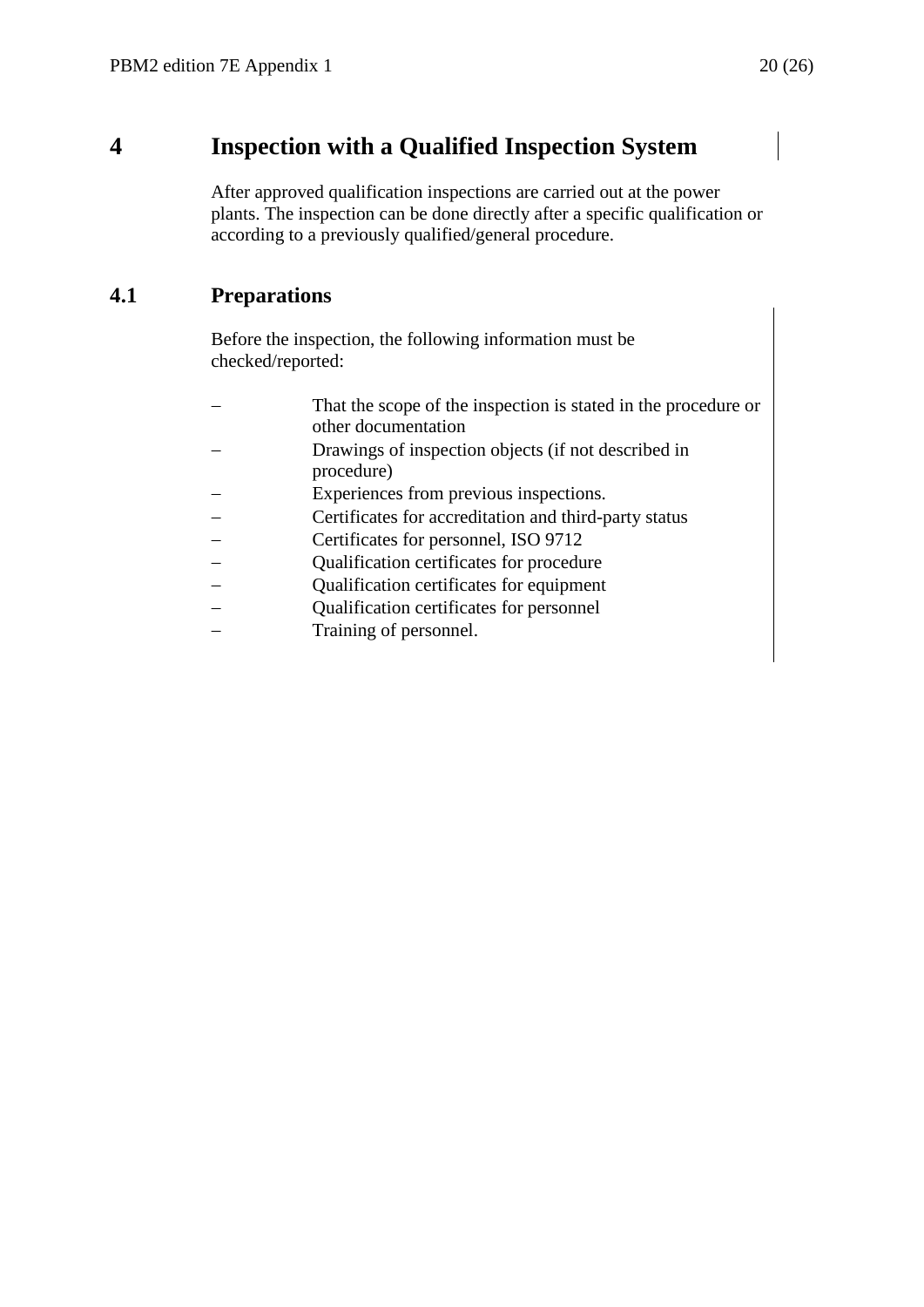# 4 Inspection with a Qualified Inspection System

After approved qualification inspections are carried out at the power plants. The inspection can be done directly after a specific qualification or according to a previously qualified/general procedure.

## 4.1 Preparations

Before the inspection, the following information must be checked/reported:

- That the scope of the inspection is stated in the procedure or other documentation
- Drawings of inspection objects (if not described in procedure)
- Experiences from previous inspections.
- Certificates for accreditation and third-party status
- Certificates for personnel, ISO 9712
- Qualification certificates for procedure
- Qualification certificates for equipment
- Qualification certificates for personnel
- Training of personnel.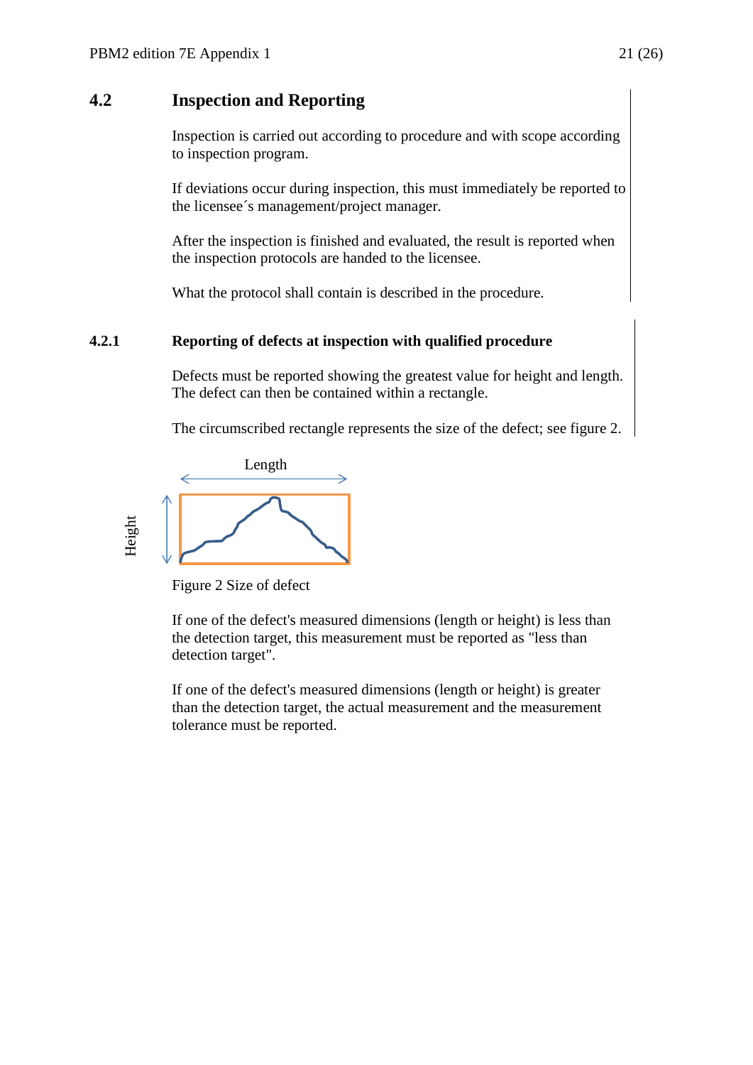## 4.2 Inspection and Reporting

Inspection is carried out according to procedure and with scope according to inspection program.

If deviations occur during inspection, this must immediately be reported to the licensee´s management/project manager.

After the inspection is finished and evaluated, the result is reported when the inspection protocols are handed to the licensee.

What the protocol shall contain is described in the procedure.

### 4.2.1 Reporting of defects at inspection with qualified procedure

Defects must be reported showing the greatest value for height and length. The defect can then be contained within a rectangle.

The circumscribed rectangle represents the size of the defect; see figure 2.

Figure 2 Size of defect

If one of the defect's measured dimensions (length or height) is less than the detection target, this measurement must be reported as "less than detection target".

If one of the defect's measured dimensions (length or height) is greater than the detection target, the actual measurement and the measurement tolerance must be reported.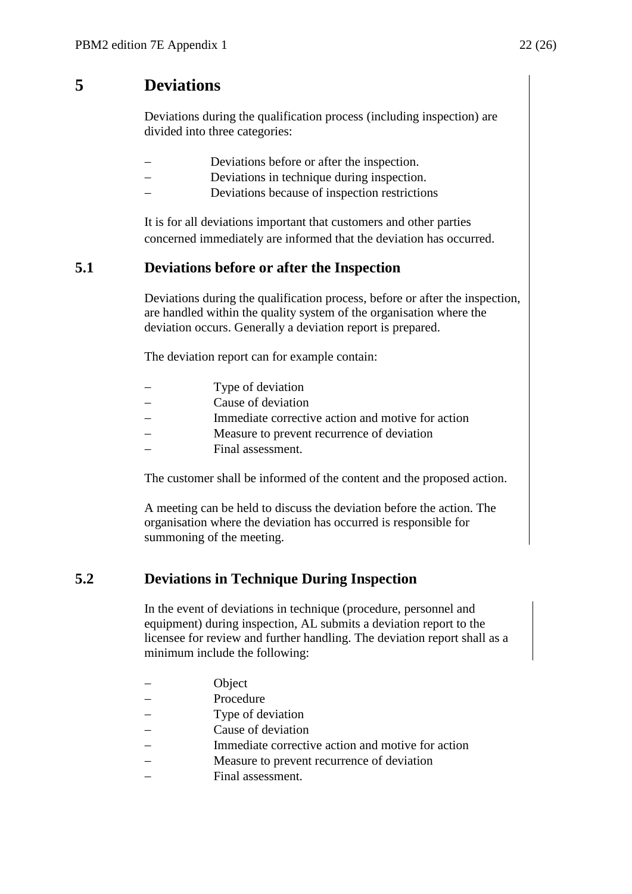# 5 Deviations

Deviations during the qualification process (including inspection) are divided into three categories:

- Deviations before or after the inspection.
- Deviations in technique during inspection.
- Deviations because of inspection restrictions

It is for all deviations important that customers and other parties concerned immediately are informed that the deviation has occurred.

## 5.1 Deviations before or after the Inspection

Deviations during the qualification process, before or after the inspection, are handled within the quality system of the organisation where the deviation occurs. Generally a deviation report is prepared.

The deviation report can for example contain:

- Type of deviation
- Cause of deviation
- Immediate corrective action and motive for action
- Measure to prevent recurrence of deviation
- Final assessment.

The customer shall be informed of the content and the proposed action.

A meeting can be held to discuss the deviation before the action. The organisation where the deviation has occurred is responsible for summoning of the meeting.

## 5.2 Deviations in Technique During Inspection

In the event of deviations in technique (procedure, personnel and equipment) during inspection, AL submits a deviation report to the licensee for review and further handling. The deviation report shall as a minimum include the following:

- Object
- Procedure
- Type of deviation
- Cause of deviation
- Immediate corrective action and motive for action
- Measure to prevent recurrence of deviation
- Final assessment.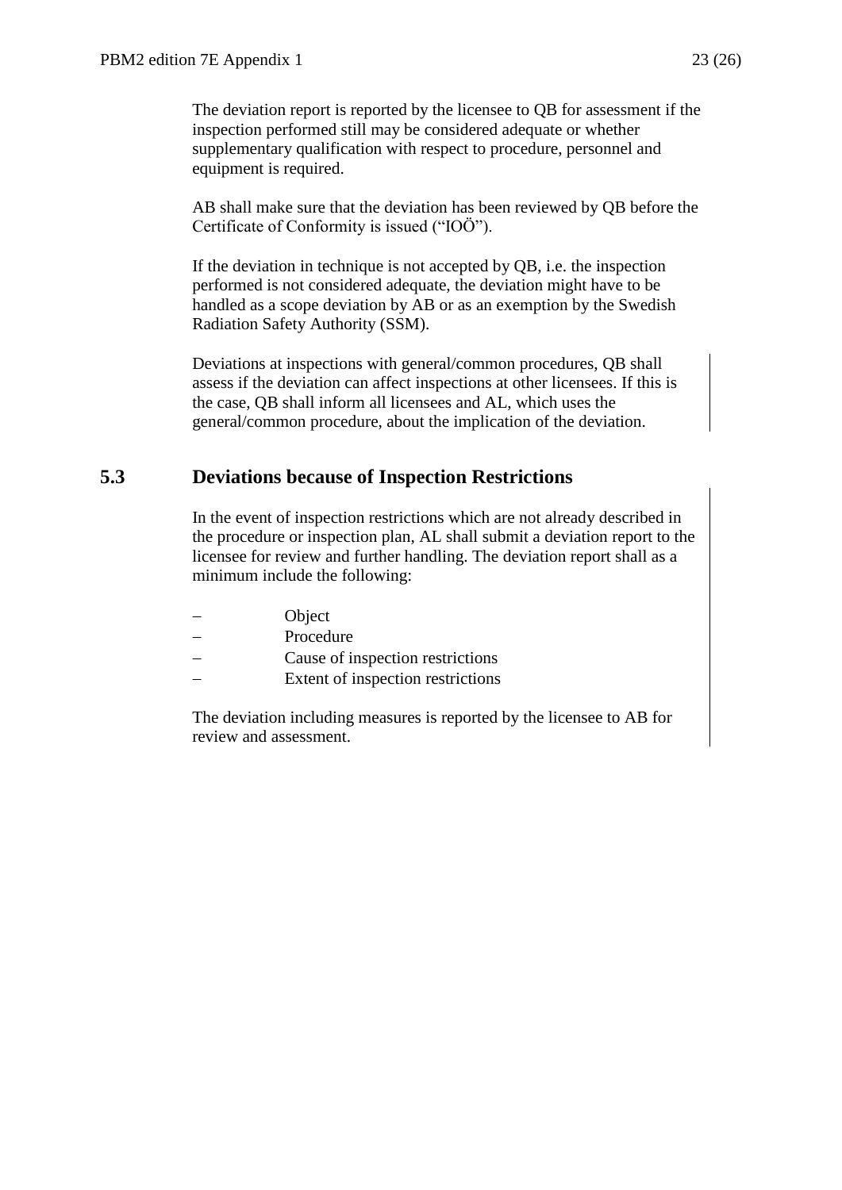The deviation report is reported by the licensee to QB for assessment if the inspection performed still may be considered adequate or whether supplementary qualification with respect to procedure, personnel and equipment is required.

AB shall make sure that the deviation has been reviewed by QB before the Certificate of Conformity is issued ("IOÖ").

If the deviation in technique is not accepted by QB, i.e. the inspection performed is not considered adequate, the deviation might have to be handled as a scope deviation by AB or as an exemption by the Swedish Radiation Safety Authority (SSM).

Deviations at inspections with general/common procedures, QB shall assess if the deviation can affect inspections at other licensees. If this is the case, QB shall inform all licensees and AL, which uses the general/common procedure, about the implication of the deviation.

## 5.3 Deviations because of Inspection Restrictions

In the event of inspection restrictions which are not already described in the procedure or inspection plan, AL shall submit a deviation report to the licensee for review and further handling. The deviation report shall as a minimum include the following:

- Object
- Procedure
- Cause of inspection restrictions
- Extent of inspection restrictions

The deviation including measures is reported by the licensee to AB for review and assessment.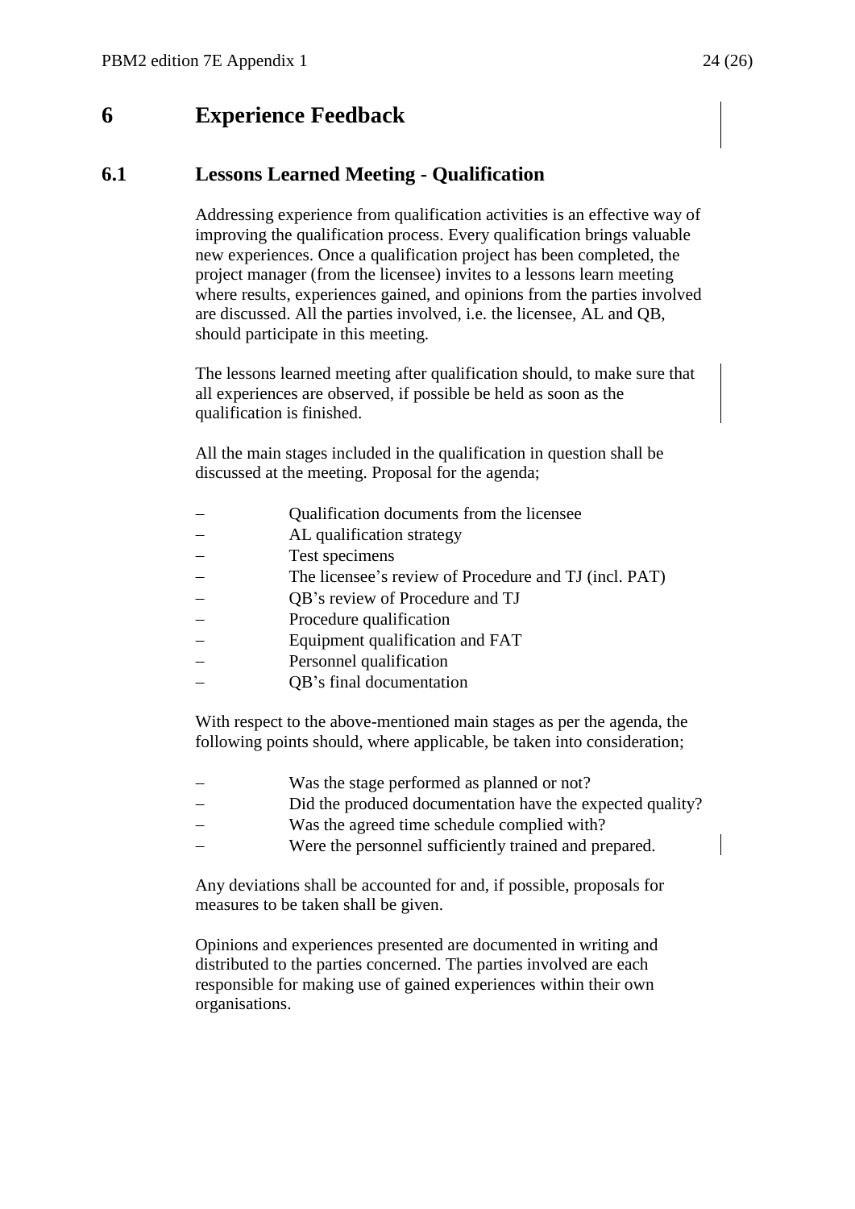# 6 Experience Feedback

## 6.1 Lessons Learned Meeting - Qualification

Addressing experience from qualification activities is an effective way of improving the qualification process. Every qualification brings valuable new experiences. Once a qualification project has been completed, the project manager (from the licensee) invites to a lessons learn meeting where results, experiences gained, and opinions from the parties involved are discussed. All the parties involved, i.e. the licensee, AL and QB, should participate in this meeting.

The lessons learned meeting after qualification should, to make sure that all experiences are observed, if possible be held as soon as the qualification is finished.

All the main stages included in the qualification in question shall be discussed at the meeting. Proposal for the agenda;

- Qualification documents from the licensee
- AL qualification strategy
- Test specimens
- The licensee's review of Procedure and TJ (incl. PAT)
- QB's review of Procedure and TJ
- Procedure qualification
- Equipment qualification and FAT
- Personnel qualification
- QB's final documentation

With respect to the above-mentioned main stages as per the agenda, the following points should, where applicable, be taken into consideration;

- Was the stage performed as planned or not?
- Did the produced documentation have the expected quality?
- Was the agreed time schedule complied with?
- Were the personnel sufficiently trained and prepared.

Any deviations shall be accounted for and, if possible, proposals for measures to be taken shall be given.

Opinions and experiences presented are documented in writing and distributed to the parties concerned. The parties involved are each responsible for making use of gained experiences within their own organisations.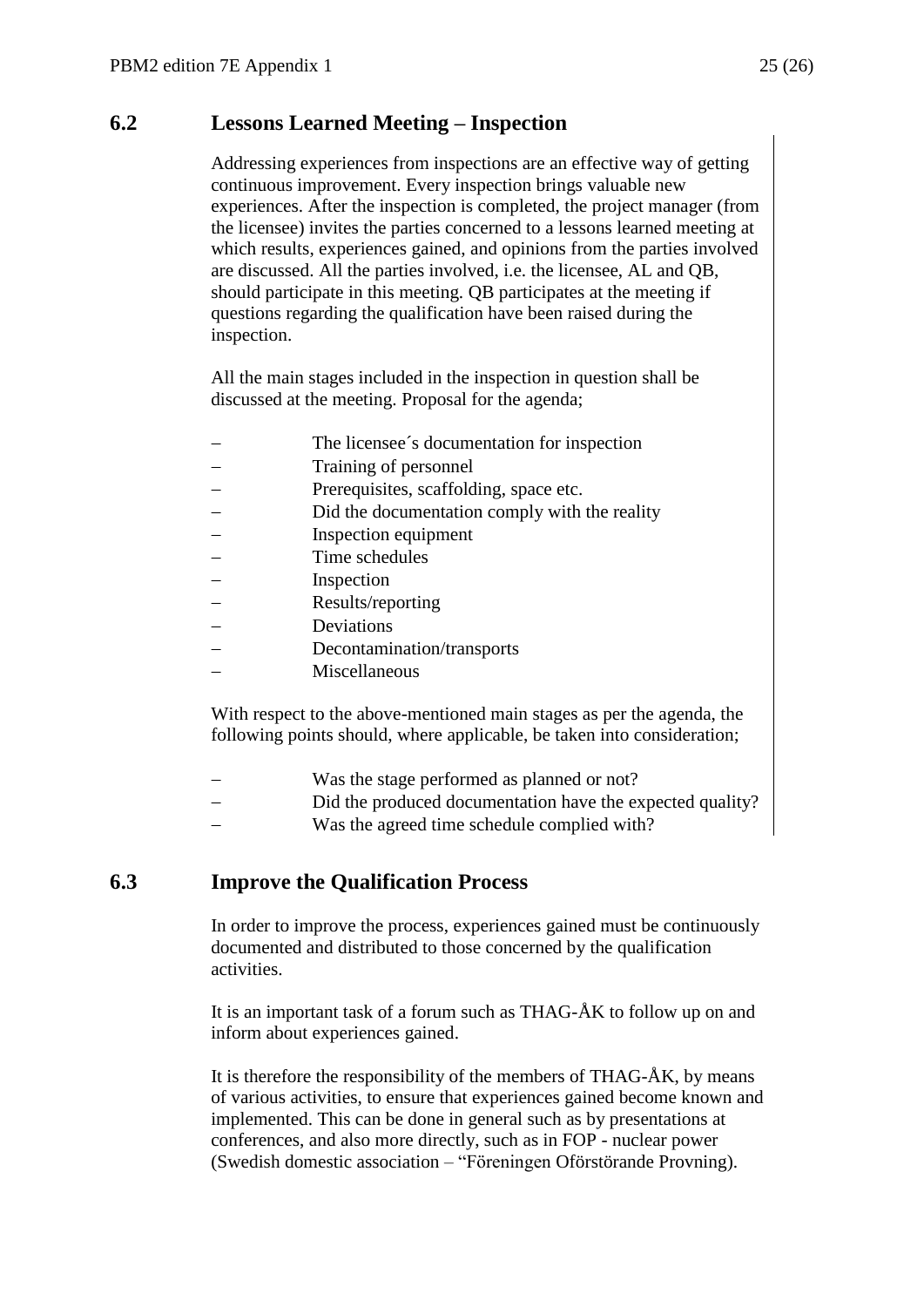## 6.2 Lessons Learned Meeting – Inspection

Addressing experiences from inspections are an effective way of getting continuous improvement. Every inspection brings valuable new experiences. After the inspection is completed, the project manager (from the licensee) invites the parties concerned to a lessons learned meeting at which results, experiences gained, and opinions from the parties involved are discussed. All the parties involved, i.e. the licensee, AL and QB, should participate in this meeting. QB participates at the meeting if questions regarding the qualification have been raised during the inspection.

All the main stages included in the inspection in question shall be discussed at the meeting. Proposal for the agenda;

- The licensee´s documentation for inspection
- Training of personnel
- Prerequisites, scaffolding, space etc.
- Did the documentation comply with the reality
- Inspection equipment
- Time schedules
- Inspection
- Results/reporting
- Deviations
- Decontamination/transports
- Miscellaneous

With respect to the above-mentioned main stages as per the agenda, the following points should, where applicable, be taken into consideration;

- Was the stage performed as planned or not?
- Did the produced documentation have the expected quality?
- Was the agreed time schedule complied with?

## 6.3 Improve the Qualification Process

In order to improve the process, experiences gained must be continuously documented and distributed to those concerned by the qualification activities.

It is an important task of a forum such as THAG-ÅK to follow up on and inform about experiences gained.

It is therefore the responsibility of the members of THAG-ÅK, by means of various activities, to ensure that experiences gained become known and implemented. This can be done in general such as by presentations at conferences, and also more directly, such as in FOP - nuclear power (Swedish domestic association – "Föreningen Oförstörande Provning).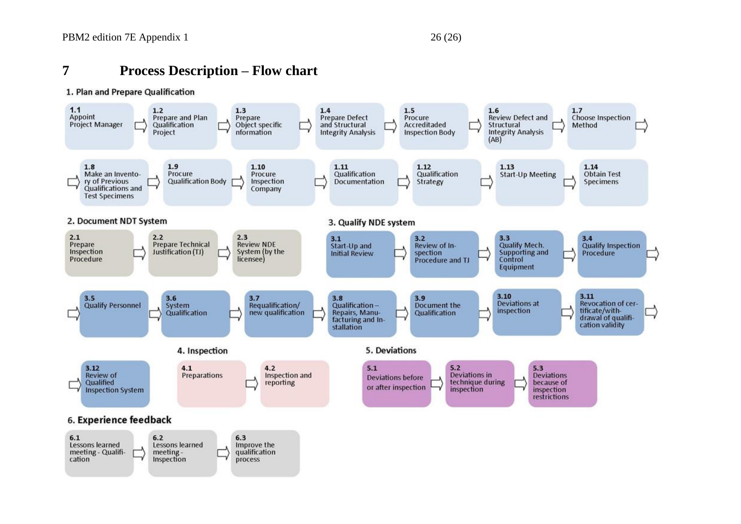# 7 Process Description – Flow chart

## 1. Plan and Prepare Qualification

- 1.1 Appoint Project Manager
- 1.2 Prepare and Plan Qualification Project
- 1.3 Prepare Object specific nformation
- 1.4 Prepare Defect and Structural Integrity Analysis
- 1.5 Procure Accreditaded Inspection Body
- 1.6 Review Defect and Structural Integrity Analysis (AB)
- 1.7 Choose Inspection Method
- 1.8 Make an Inventory of Previous Qualifications and Test Specimens
- 1.9 Procure Qualification Body
- 1.10 Procure Inspection Company
- 1.11 Qualification Documentation
- 1.12 Qualification Strategy
- 1.13 Start-Up Meeting
- 1.14 Obtain Test Specimens

## 2. Document NDT System

- 2.1 Prepare Inspection Procedure
- 2.2 Prepare Technical Justification (TJ)
- 2.3 Review NDE System (by the licensee)

## 3. Qualify NDE system

- 3.1 Start-Up and Initial Review
- 3.2 Review of Inspection Procedure and TJ
- 3.3 Qualify Mech. Supporting and Control Equipment
- 3.4 Qualify Inspection Procedure
- 3.5 Qualify Personnel
- 3.6 System Qualification
- 3.7 Requalification/ new qualification
- 3.8 Qualification – Repairs, Manufacturing and Installation
- 3.9 Document the Qualification
- 3.10 Deviations at inspection
- 3.11 Revocation of certificate/withdrawal of qualification validity
- 3.12 Review of Qualified Inspection System

## 4. Inspection

- 4.1 Preparations
- 4.2 Inspection and reporting

## 5. Deviations

- 5.1 Deviations before or after inspection
- 5.2 Deviations in technique during inspection
- 5.3 Deviations because of inspection restrictions

## 6. Experience feedback

- 6.1 Lessons learned meeting - Qualification
- 6.2 Lessons learned meeting - Inspection
- 6.3 Improve the qualification process